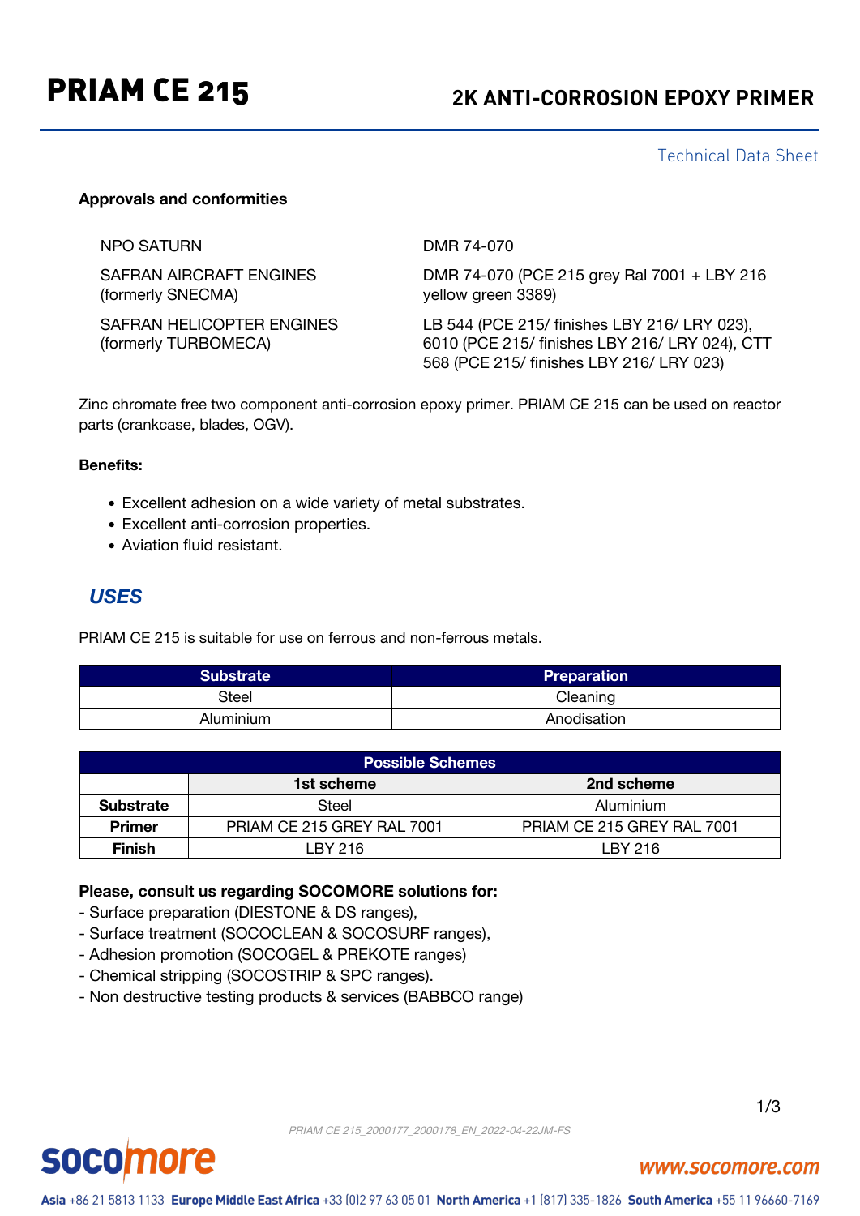# PRIAM CE 215

## 2K ANTI-CORROSION EPOXY PRIMER

Technical Data Sheet

**Approvals and conformities**

| | |
|---|---|
| NPO SATURN | DMR 74-070 |
| SAFRAN AIRCRAFT ENGINES (formerly SNECMA) | DMR 74-070 (PCE 215 grey Ral 7001 + LBY 216 yellow green 3389) |
| SAFRAN HELICOPTER ENGINES (formerly TURBOMECA) | LB 544 (PCE 215/ finishes LBY 216/ LRY 023), 6010 (PCE 215/ finishes LBY 216/ LRY 024), CTT 568 (PCE 215/ finishes LBY 216/ LRY 023) |

Zinc chromate free two component anti-corrosion epoxy primer. PRIAM CE 215 can be used on reactor parts (crankcase, blades, OGV).

**Benefits:**

- Excellent adhesion on a wide variety of metal substrates.
- Excellent anti-corrosion properties.
- Aviation fluid resistant.

## USES

PRIAM CE 215 is suitable for use on ferrous and non-ferrous metals.

| Substrate | Preparation |
|---|---|
| Steel | Cleaning |
| Aluminium | Anodisation |

| Possible Schemes | | |
|---|---|---|
| | **1st scheme** | **2nd scheme** |
| **Substrate** | Steel | Aluminium |
| **Primer** | PRIAM CE 215 GREY RAL 7001 | PRIAM CE 215 GREY RAL 7001 |
| **Finish** | LBY 216 | LBY 216 |

**Please, consult us regarding SOCOMORE solutions for:**

- Surface preparation (DIESTONE & DS ranges),
- Surface treatment (SOCOCLEAN & SOCOSURF ranges),
- Adhesion promotion (SOCOGEL & PREKOTE ranges)
- Chemical stripping (SOCOSTRIP & SPC ranges).
- Non destructive testing products & services (BABBCO range)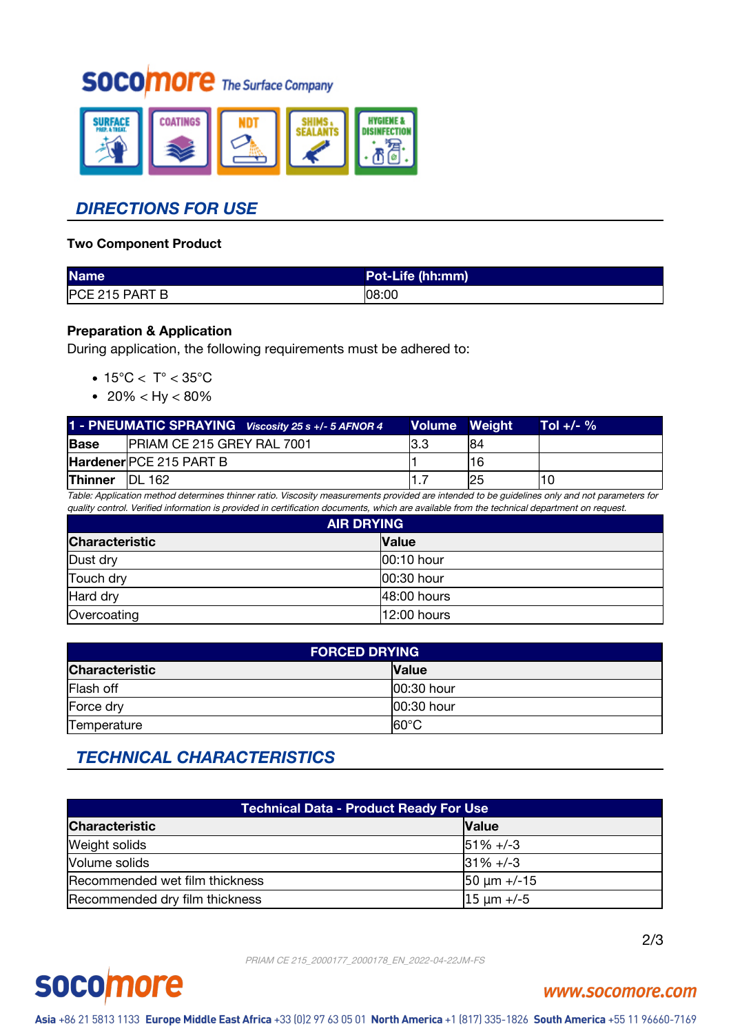## DIRECTIONS FOR USE

**Two Component Product**

| Name | Pot-Life (hh:mm) |
|---|---|
| PCE 215 PART B | 08:00 |

**Preparation & Application**

During application, the following requirements must be adhered to:

- 15°C < T° < 35°C
- 20% < Hy < 80%

| 1 - PNEUMATIC SPRAYING *Viscosity 25 s +/- 5 AFNOR 4* | | Volume | Weight | Tol +/- % |
|---|---|---|---|---|
| **Base** | PRIAM CE 215 GREY RAL 7001 | 3.3 | 84 | |
| **Hardener** | PCE 215 PART B | 1 | 16 | |
| **Thinner** | DL 162 | 1.7 | 25 | 10 |

*Table: Application method determines thinner ratio. Viscosity measurements provided are intended to be guidelines only and not parameters for quality control. Verified information is provided in certification documents, which are available from the technical department on request.*

| AIR DRYING | |
|---|---|
| **Characteristic** | **Value** |
| Dust dry | 00:10 hour |
| Touch dry | 00:30 hour |
| Hard dry | 48:00 hours |
| Overcoating | 12:00 hours |

| FORCED DRYING | |
|---|---|
| **Characteristic** | **Value** |
| Flash off | 00:30 hour |
| Force dry | 00:30 hour |
| Temperature | 60°C |

## TECHNICAL CHARACTERISTICS

| Technical Data - Product Ready For Use | |
|---|---|
| **Characteristic** | **Value** |
| Weight solids | 51% +/-3 |
| Volume solids | 31% +/-3 |
| Recommended wet film thickness | 50 µm +/-15 |
| Recommended dry film thickness | 15 µm +/-5 |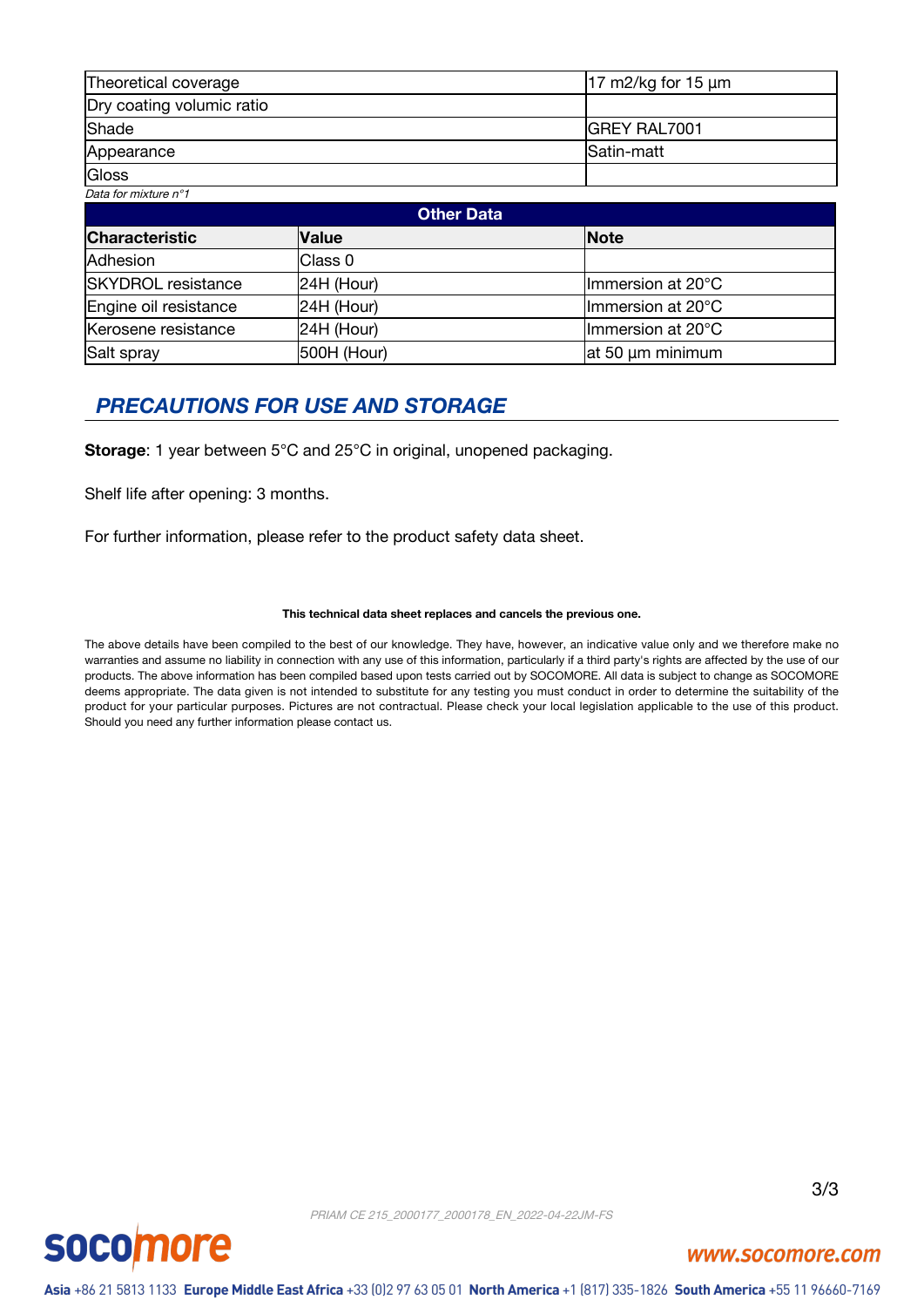| | |
|---|---|
| Theoretical coverage | 17 m2/kg for 15 µm |
| Dry coating volumic ratio | |
| Shade | GREY RAL7001 |
| Appearance | Satin-matt |
| Gloss | |

*Data for mixture n°1*

| Other Data | | |
|---|---|---|
| **Characteristic** | **Value** | **Note** |
| Adhesion | Class 0 | |
| SKYDROL resistance | 24H (Hour) | Immersion at 20°C |
| Engine oil resistance | 24H (Hour) | Immersion at 20°C |
| Kerosene resistance | 24H (Hour) | Immersion at 20°C |
| Salt spray | 500H (Hour) | at 50 µm minimum |

## *PRECAUTIONS FOR USE AND STORAGE*

**Storage**: 1 year between 5°C and 25°C in original, unopened packaging.

Shelf life after opening: 3 months.

For further information, please refer to the product safety data sheet.

**This technical data sheet replaces and cancels the previous one.**

The above details have been compiled to the best of our knowledge. They have, however, an indicative value only and we therefore make no warranties and assume no liability in connection with any use of this information, particularly if a third party's rights are affected by the use of our products. The above information has been compiled based upon tests carried out by SOCOMORE. All data is subject to change as SOCOMORE deems appropriate. The data given is not intended to substitute for any testing you must conduct in order to determine the suitability of the product for your particular purposes. Pictures are not contractual. Please check your local legislation applicable to the use of this product. Should you need any further information please contact us.

*PRIAM CE 215_2000177_2000178_EN_2022-04-22JM-FS*

socomore

www.socomore.com

**Asia** +86 21 5813 1133 **Europe Middle East Africa** +33 (0)2 97 63 05 01 **North America** +1 (817) 335-1826 **South America** +55 11 96660-7169